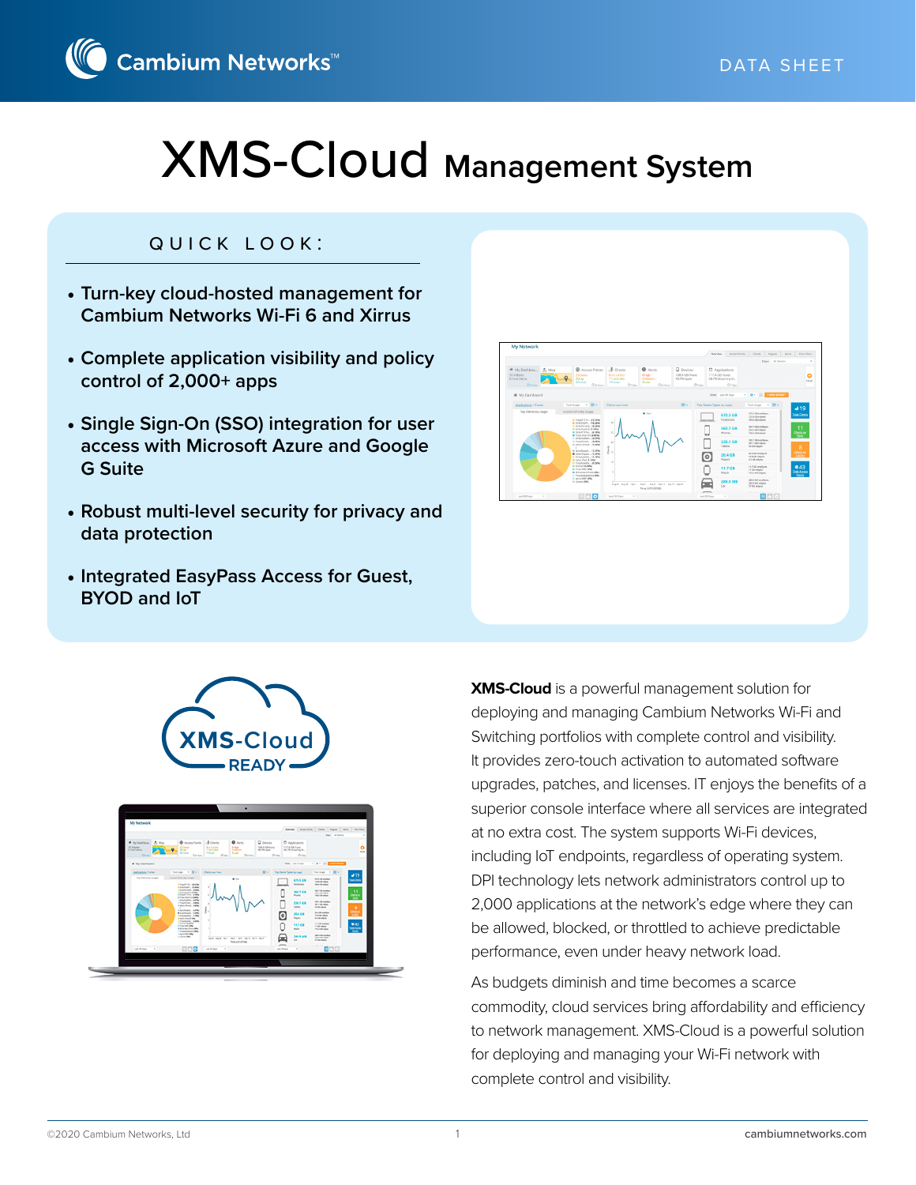DATA SHEET

# XMS-Cloud Management System

## QUICK LOOK:

- Turn-key cloud-hosted management for Cambium Networks Wi-Fi 6 and Xirrus
- Complete application visibility and policy control of 2,000+ apps
- Single Sign-On (SSO) integration for user access with Microsoft Azure and Google G Suite
- Robust multi-level security for privacy and data protection
- Integrated EasyPass Access for Guest, BYOD and IoT

**XMS-Cloud** is a powerful management solution for deploying and managing Cambium Networks Wi-Fi and Switching portfolios with complete control and visibility. It provides zero-touch activation to automated software upgrades, patches, and licenses. IT enjoys the benefits of a superior console interface where all services are integrated at no extra cost. The system supports Wi-Fi devices, including IoT endpoints, regardless of operating system. DPI technology lets network administrators control up to 2,000 applications at the network's edge where they can be allowed, blocked, or throttled to achieve predictable performance, even under heavy network load.

As budgets diminish and time becomes a scarce commodity, cloud services bring affordability and efficiency to network management. XMS-Cloud is a powerful solution for deploying and managing your Wi-Fi network with complete control and visibility.

©2020 Cambium Networks, Ltd

cambiumnetworks.com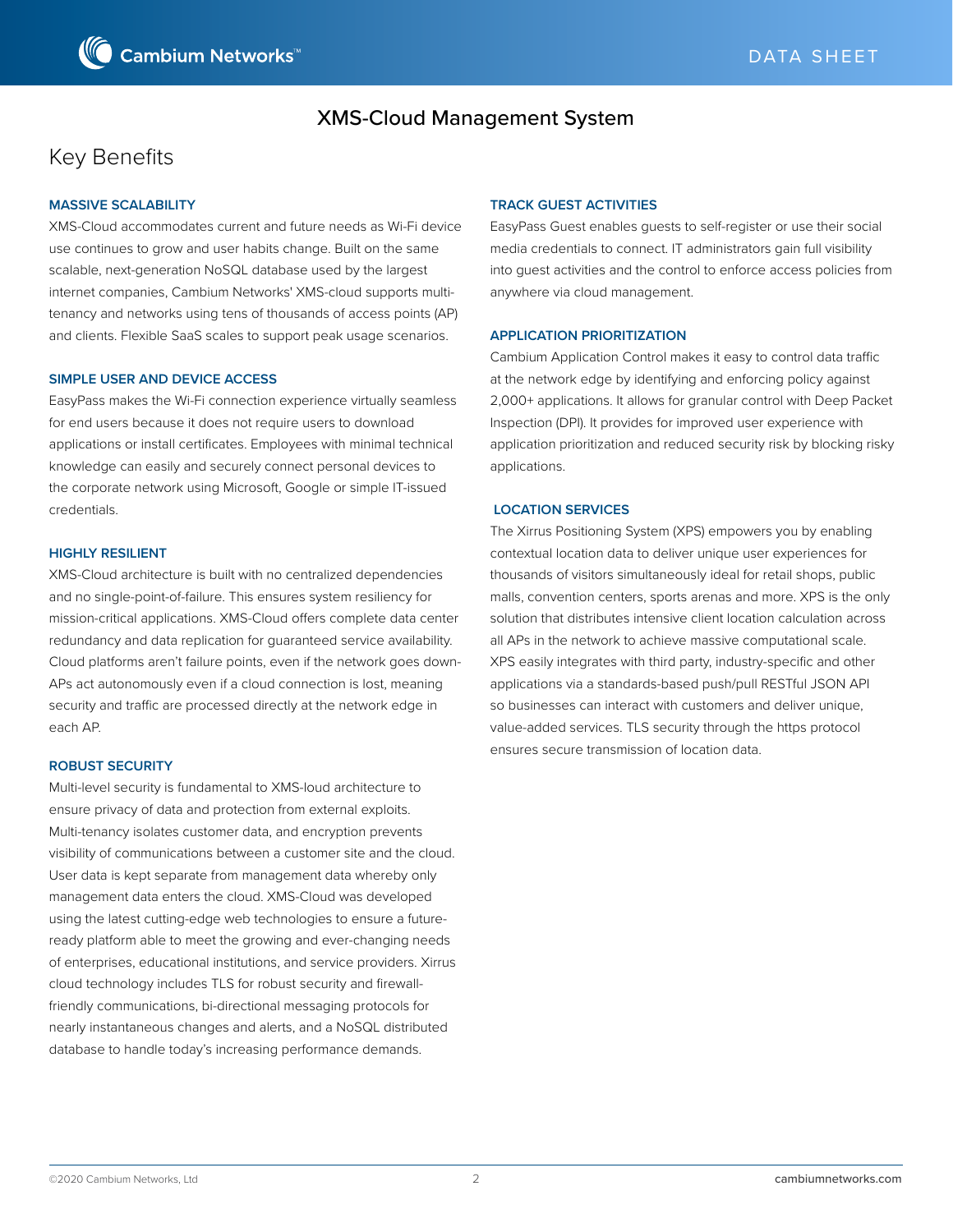# XMS-Cloud Management System

## Key Benefits

### MASSIVE SCALABILITY

XMS-Cloud accommodates current and future needs as Wi-Fi device use continues to grow and user habits change. Built on the same scalable, next-generation NoSQL database used by the largest internet companies, Cambium Networks' XMS-cloud supports multi-tenancy and networks using tens of thousands of access points (AP) and clients. Flexible SaaS scales to support peak usage scenarios.

### SIMPLE USER AND DEVICE ACCESS

EasyPass makes the Wi-Fi connection experience virtually seamless for end users because it does not require users to download applications or install certificates. Employees with minimal technical knowledge can easily and securely connect personal devices to the corporate network using Microsoft, Google or simple IT-issued credentials.

### HIGHLY RESILIENT

XMS-Cloud architecture is built with no centralized dependencies and no single-point-of-failure. This ensures system resiliency for mission-critical applications. XMS-Cloud offers complete data center redundancy and data replication for guaranteed service availability. Cloud platforms aren't failure points, even if the network goes down- APs act autonomously even if a cloud connection is lost, meaning security and traffic are processed directly at the network edge in each AP.

### ROBUST SECURITY

Multi-level security is fundamental to XMS-loud architecture to ensure privacy of data and protection from external exploits. Multi-tenancy isolates customer data, and encryption prevents visibility of communications between a customer site and the cloud. User data is kept separate from management data whereby only management data enters the cloud. XMS-Cloud was developed using the latest cutting-edge web technologies to ensure a future-ready platform able to meet the growing and ever-changing needs of enterprises, educational institutions, and service providers. Xirrus cloud technology includes TLS for robust security and firewall-friendly communications, bi-directional messaging protocols for nearly instantaneous changes and alerts, and a NoSQL distributed database to handle today's increasing performance demands.

### TRACK GUEST ACTIVITIES

EasyPass Guest enables guests to self-register or use their social media credentials to connect. IT administrators gain full visibility into guest activities and the control to enforce access policies from anywhere via cloud management.

### APPLICATION PRIORITIZATION

Cambium Application Control makes it easy to control data traffic at the network edge by identifying and enforcing policy against 2,000+ applications. It allows for granular control with Deep Packet Inspection (DPI). It provides for improved user experience with application prioritization and reduced security risk by blocking risky applications.

### LOCATION SERVICES

The Xirrus Positioning System (XPS) empowers you by enabling contextual location data to deliver unique user experiences for thousands of visitors simultaneously ideal for retail shops, public malls, convention centers, sports arenas and more. XPS is the only solution that distributes intensive client location calculation across all APs in the network to achieve massive computational scale. XPS easily integrates with third party, industry-specific and other applications via a standards-based push/pull RESTful JSON API so businesses can interact with customers and deliver unique, value-added services. TLS security through the https protocol ensures secure transmission of location data.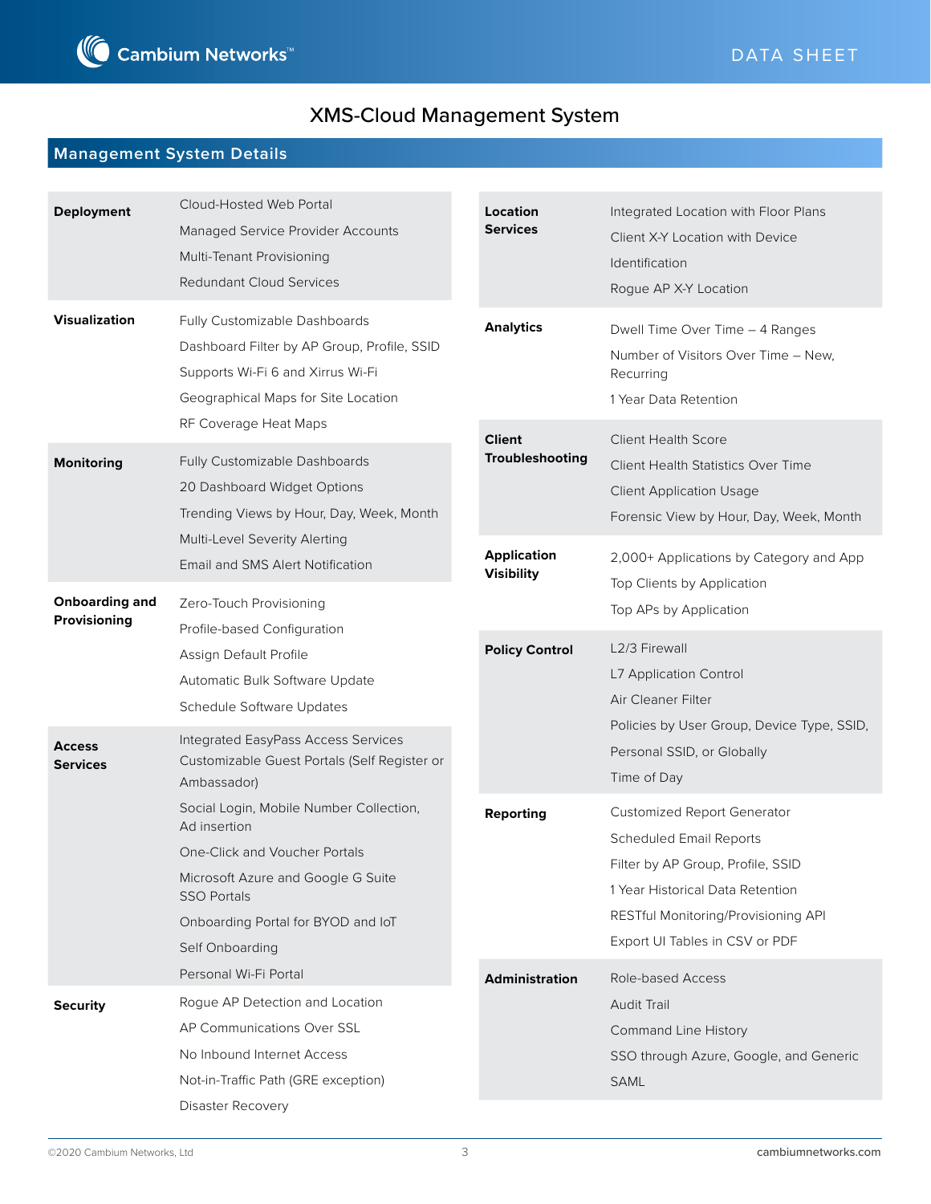# XMS-Cloud Management System

## Management System Details

| Category | Features |
| --- | --- |
| **Deployment** | Cloud-Hosted Web Portal<br>Managed Service Provider Accounts<br>Multi-Tenant Provisioning<br>Redundant Cloud Services |
| **Visualization** | Fully Customizable Dashboards<br>Dashboard Filter by AP Group, Profile, SSID<br>Supports Wi-Fi 6 and Xirrus Wi-Fi<br>Geographical Maps for Site Location<br>RF Coverage Heat Maps |
| **Monitoring** | Fully Customizable Dashboards<br>20 Dashboard Widget Options<br>Trending Views by Hour, Day, Week, Month<br>Multi-Level Severity Alerting<br>Email and SMS Alert Notification |
| **Onboarding and Provisioning** | Zero-Touch Provisioning<br>Profile-based Configuration<br>Assign Default Profile<br>Automatic Bulk Software Update<br>Schedule Software Updates |
| **Access Services** | Integrated EasyPass Access Services<br>Customizable Guest Portals (Self Register or Ambassador)<br>Social Login, Mobile Number Collection, Ad insertion<br>One-Click and Voucher Portals<br>Microsoft Azure and Google G Suite SSO Portals<br>Onboarding Portal for BYOD and IoT<br>Self Onboarding<br>Personal Wi-Fi Portal |
| **Security** | Rogue AP Detection and Location<br>AP Communications Over SSL<br>No Inbound Internet Access<br>Not-in-Traffic Path (GRE exception)<br>Disaster Recovery |
| **Location Services** | Integrated Location with Floor Plans<br>Client X-Y Location with Device Identification<br>Rogue AP X-Y Location |
| **Analytics** | Dwell Time Over Time – 4 Ranges<br>Number of Visitors Over Time – New, Recurring<br>1 Year Data Retention |
| **Client Troubleshooting** | Client Health Score<br>Client Health Statistics Over Time<br>Client Application Usage<br>Forensic View by Hour, Day, Week, Month |
| **Application Visibility** | 2,000+ Applications by Category and App<br>Top Clients by Application<br>Top APs by Application |
| **Policy Control** | L2/3 Firewall<br>L7 Application Control<br>Air Cleaner Filter<br>Policies by User Group, Device Type, SSID, Personal SSID, or Globally<br>Time of Day |
| **Reporting** | Customized Report Generator<br>Scheduled Email Reports<br>Filter by AP Group, Profile, SSID<br>1 Year Historical Data Retention<br>RESTful Monitoring/Provisioning API<br>Export UI Tables in CSV or PDF |
| **Administration** | Role-based Access<br>Audit Trail<br>Command Line History<br>SSO through Azure, Google, and Generic SAML |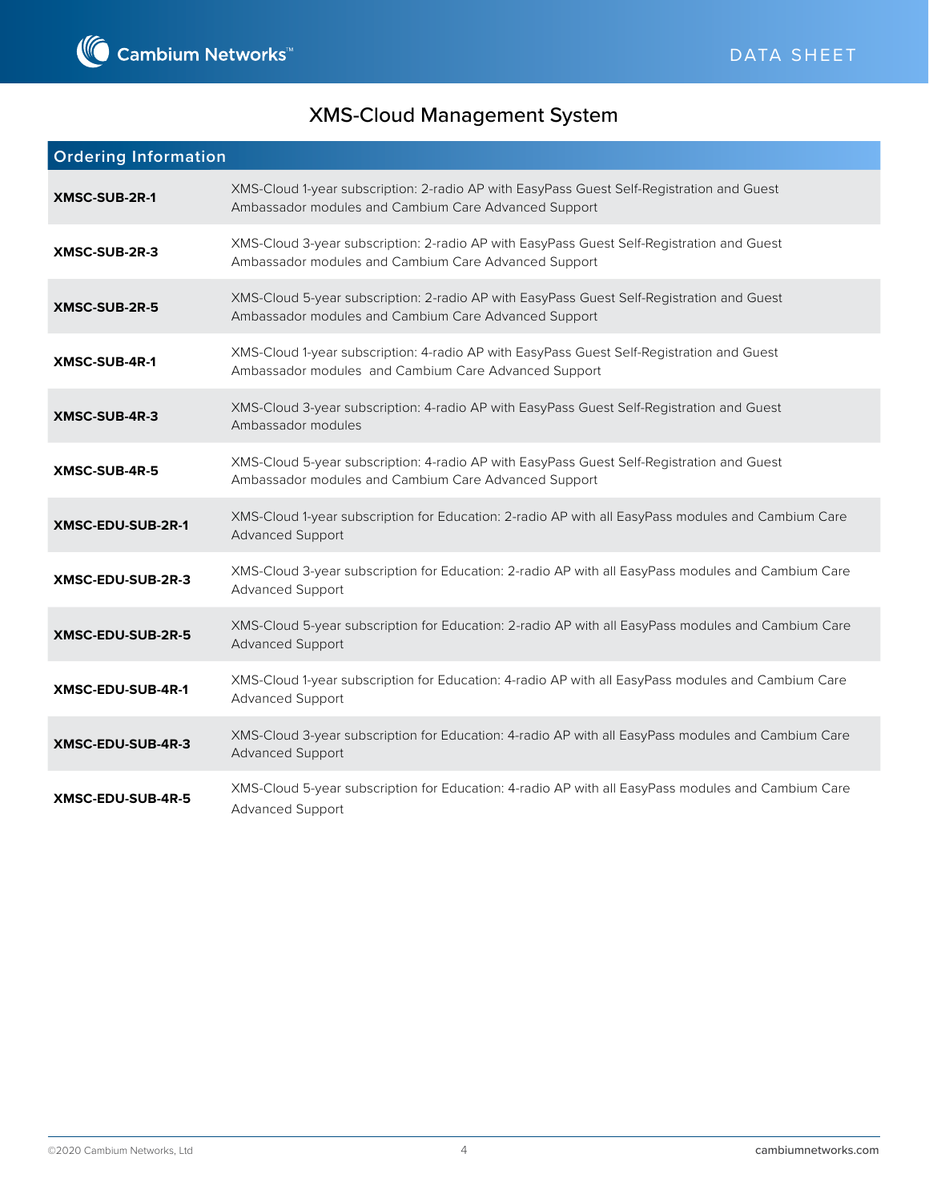# XMS-Cloud Management System

## Ordering Information

| | |
|---|---|
| **XMSC-SUB-2R-1** | XMS-Cloud 1-year subscription: 2-radio AP with EasyPass Guest Self-Registration and Guest Ambassador modules and Cambium Care Advanced Support |
| **XMSC-SUB-2R-3** | XMS-Cloud 3-year subscription: 2-radio AP with EasyPass Guest Self-Registration and Guest Ambassador modules and Cambium Care Advanced Support |
| **XMSC-SUB-2R-5** | XMS-Cloud 5-year subscription: 2-radio AP with EasyPass Guest Self-Registration and Guest Ambassador modules and Cambium Care Advanced Support |
| **XMSC-SUB-4R-1** | XMS-Cloud 1-year subscription: 4-radio AP with EasyPass Guest Self-Registration and Guest Ambassador modules and Cambium Care Advanced Support |
| **XMSC-SUB-4R-3** | XMS-Cloud 3-year subscription: 4-radio AP with EasyPass Guest Self-Registration and Guest Ambassador modules |
| **XMSC-SUB-4R-5** | XMS-Cloud 5-year subscription: 4-radio AP with EasyPass Guest Self-Registration and Guest Ambassador modules and Cambium Care Advanced Support |
| **XMSC-EDU-SUB-2R-1** | XMS-Cloud 1-year subscription for Education: 2-radio AP with all EasyPass modules and Cambium Care Advanced Support |
| **XMSC-EDU-SUB-2R-3** | XMS-Cloud 3-year subscription for Education: 2-radio AP with all EasyPass modules and Cambium Care Advanced Support |
| **XMSC-EDU-SUB-2R-5** | XMS-Cloud 5-year subscription for Education: 2-radio AP with all EasyPass modules and Cambium Care Advanced Support |
| **XMSC-EDU-SUB-4R-1** | XMS-Cloud 1-year subscription for Education: 4-radio AP with all EasyPass modules and Cambium Care Advanced Support |
| **XMSC-EDU-SUB-4R-3** | XMS-Cloud 3-year subscription for Education: 4-radio AP with all EasyPass modules and Cambium Care Advanced Support |
| **XMSC-EDU-SUB-4R-5** | XMS-Cloud 5-year subscription for Education: 4-radio AP with all EasyPass modules and Cambium Care Advanced Support |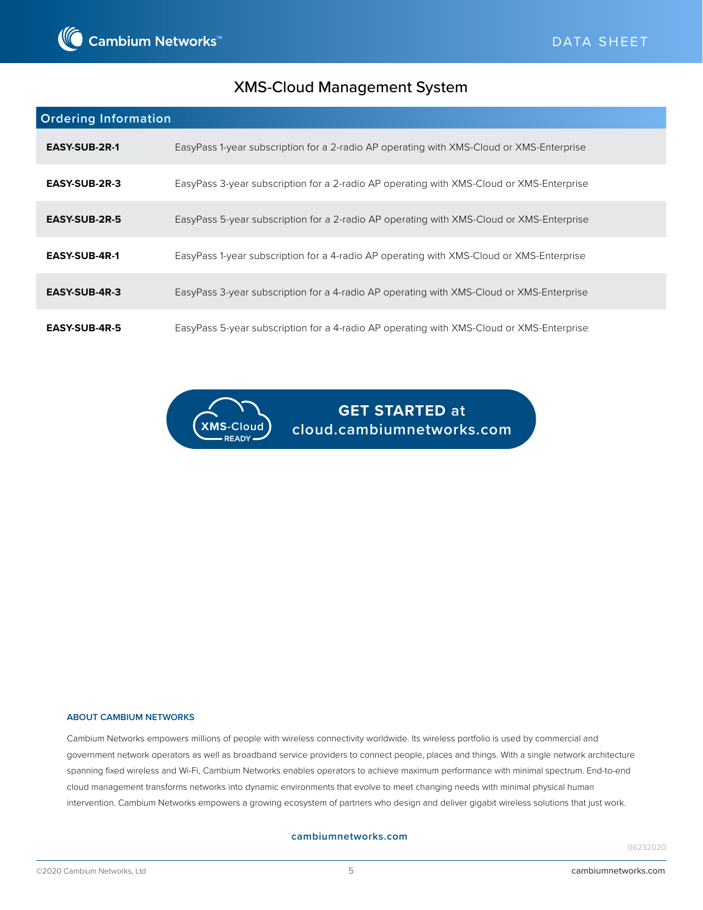# XMS-Cloud Management System

## Ordering Information

| | |
|---|---|
| **EASY-SUB-2R-1** | EasyPass 1-year subscription for a 2-radio AP operating with XMS-Cloud or XMS-Enterprise |
| **EASY-SUB-2R-3** | EasyPass 3-year subscription for a 2-radio AP operating with XMS-Cloud or XMS-Enterprise |
| **EASY-SUB-2R-5** | EasyPass 5-year subscription for a 2-radio AP operating with XMS-Cloud or XMS-Enterprise |
| **EASY-SUB-4R-1** | EasyPass 1-year subscription for a 4-radio AP operating with XMS-Cloud or XMS-Enterprise |
| **EASY-SUB-4R-3** | EasyPass 3-year subscription for a 4-radio AP operating with XMS-Cloud or XMS-Enterprise |
| **EASY-SUB-4R-5** | EasyPass 5-year subscription for a 4-radio AP operating with XMS-Cloud or XMS-Enterprise |

XMS-Cloud READY

**GET STARTED** at cloud.cambiumnetworks.com

### ABOUT CAMBIUM NETWORKS

Cambium Networks empowers millions of people with wireless connectivity worldwide. Its wireless portfolio is used by commercial and government network operators as well as broadband service providers to connect people, places and things. With a single network architecture spanning fixed wireless and Wi-Fi, Cambium Networks enables operators to achieve maximum performance with minimal spectrum. End-to-end cloud management transforms networks into dynamic environments that evolve to meet changing needs with minimal physical human intervention. Cambium Networks empowers a growing ecosystem of partners who design and deliver gigabit wireless solutions that just work.

cambiumnetworks.com

06232020

©2020 Cambium Networks, Ltd